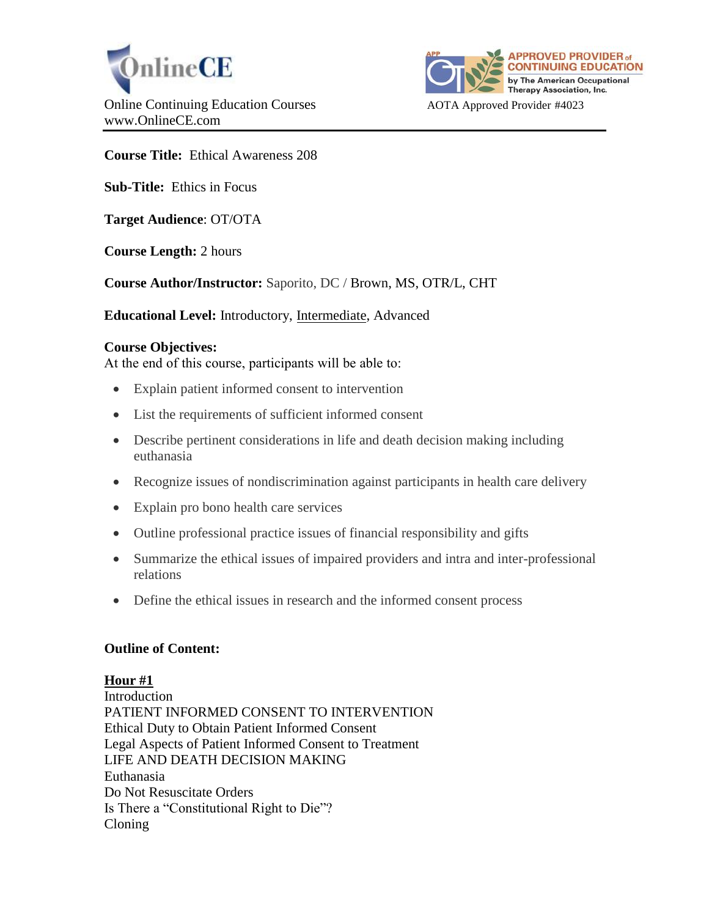OnlineCE

Online Continuing Education Courses
www.OnlineCE.com

APPROVED PROVIDER of CONTINUING EDUCATION by The American Occupational Therapy Association, Inc.

AOTA Approved Provider #4023

**Course Title:** Ethical Awareness 208

**Sub-Title:** Ethics in Focus

**Target Audience**: OT/OTA

**Course Length:** 2 hours

**Course Author/Instructor:** Saporito, DC / Brown, MS, OTR/L, CHT

**Educational Level:** Introductory, Intermediate, Advanced

**Course Objectives:**
At the end of this course, participants will be able to:

- Explain patient informed consent to intervention
- List the requirements of sufficient informed consent
- Describe pertinent considerations in life and death decision making including euthanasia
- Recognize issues of nondiscrimination against participants in health care delivery
- Explain pro bono health care services
- Outline professional practice issues of financial responsibility and gifts
- Summarize the ethical issues of impaired providers and intra and inter-professional relations
- Define the ethical issues in research and the informed consent process

**Outline of Content:**

**Hour #1**
Introduction
PATIENT INFORMED CONSENT TO INTERVENTION
Ethical Duty to Obtain Patient Informed Consent
Legal Aspects of Patient Informed Consent to Treatment
LIFE AND DEATH DECISION MAKING
Euthanasia
Do Not Resuscitate Orders
Is There a "Constitutional Right to Die"?
Cloning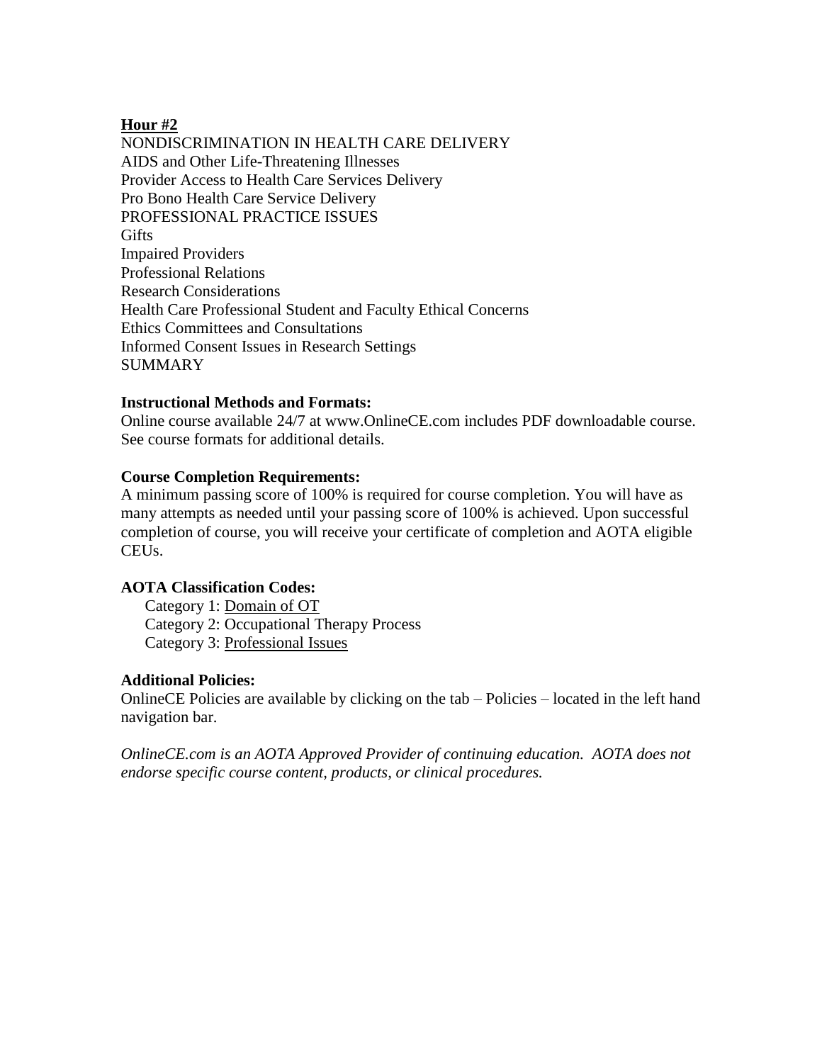**<u>Hour #2</u>**

NONDISCRIMINATION IN HEALTH CARE DELIVERY
AIDS and Other Life-Threatening Illnesses
Provider Access to Health Care Services Delivery
Pro Bono Health Care Service Delivery
PROFESSIONAL PRACTICE ISSUES
Gifts
Impaired Providers
Professional Relations
Research Considerations
Health Care Professional Student and Faculty Ethical Concerns
Ethics Committees and Consultations
Informed Consent Issues in Research Settings
SUMMARY

**Instructional Methods and Formats:**
Online course available 24/7 at www.OnlineCE.com includes PDF downloadable course. See course formats for additional details.

**Course Completion Requirements:**
A minimum passing score of 100% is required for course completion. You will have as many attempts as needed until your passing score of 100% is achieved. Upon successful completion of course, you will receive your certificate of completion and AOTA eligible CEUs.

**AOTA Classification Codes:**

- Category 1: <u>Domain of OT</u>
- Category 2: Occupational Therapy Process
- Category 3: <u>Professional Issues</u>

**Additional Policies:**
OnlineCE Policies are available by clicking on the tab – Policies – located in the left hand navigation bar.

*OnlineCE.com is an AOTA Approved Provider of continuing education. AOTA does not endorse specific course content, products, or clinical procedures.*